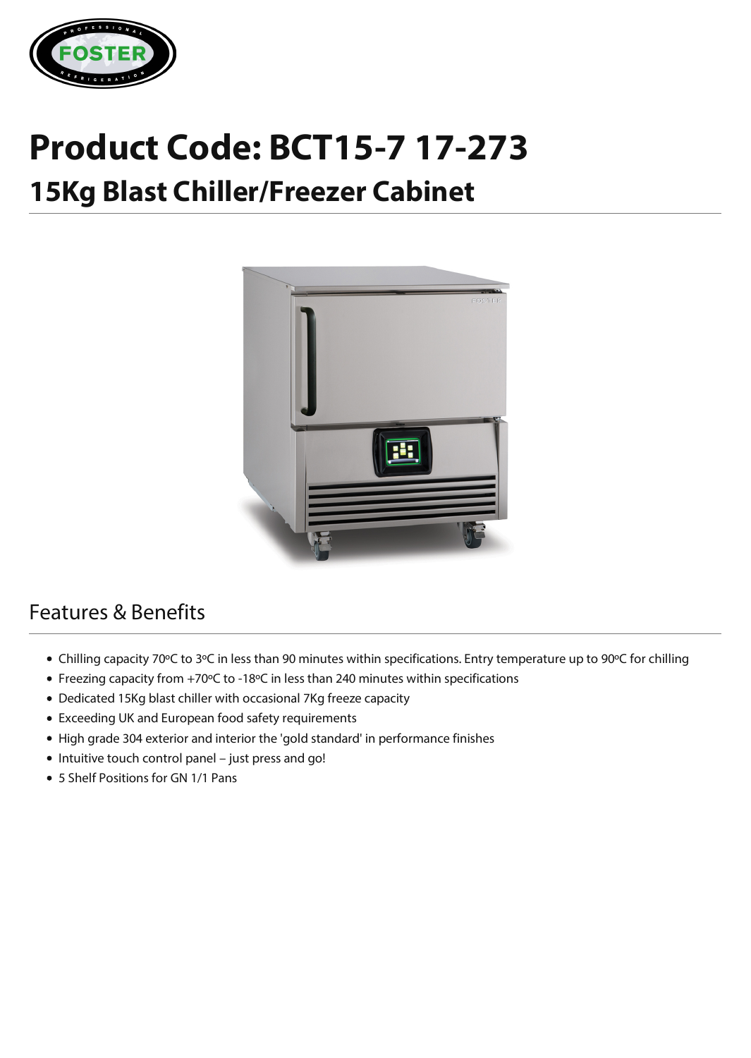# Product Code: BCT15-7 17-273

## 15Kg Blast Chiller/Freezer Cabinet

## Features & Benefits

- Chilling capacity 70ºC to 3ºC in less than 90 minutes within specifications. Entry temperature up to 90ºC for chilling
- Freezing capacity from +70ºC to -18ºC in less than 240 minutes within specifications
- Dedicated 15Kg blast chiller with occasional 7Kg freeze capacity
- Exceeding UK and European food safety requirements
- High grade 304 exterior and interior the 'gold standard' in performance finishes
- Intuitive touch control panel – just press and go!
- 5 Shelf Positions for GN 1/1 Pans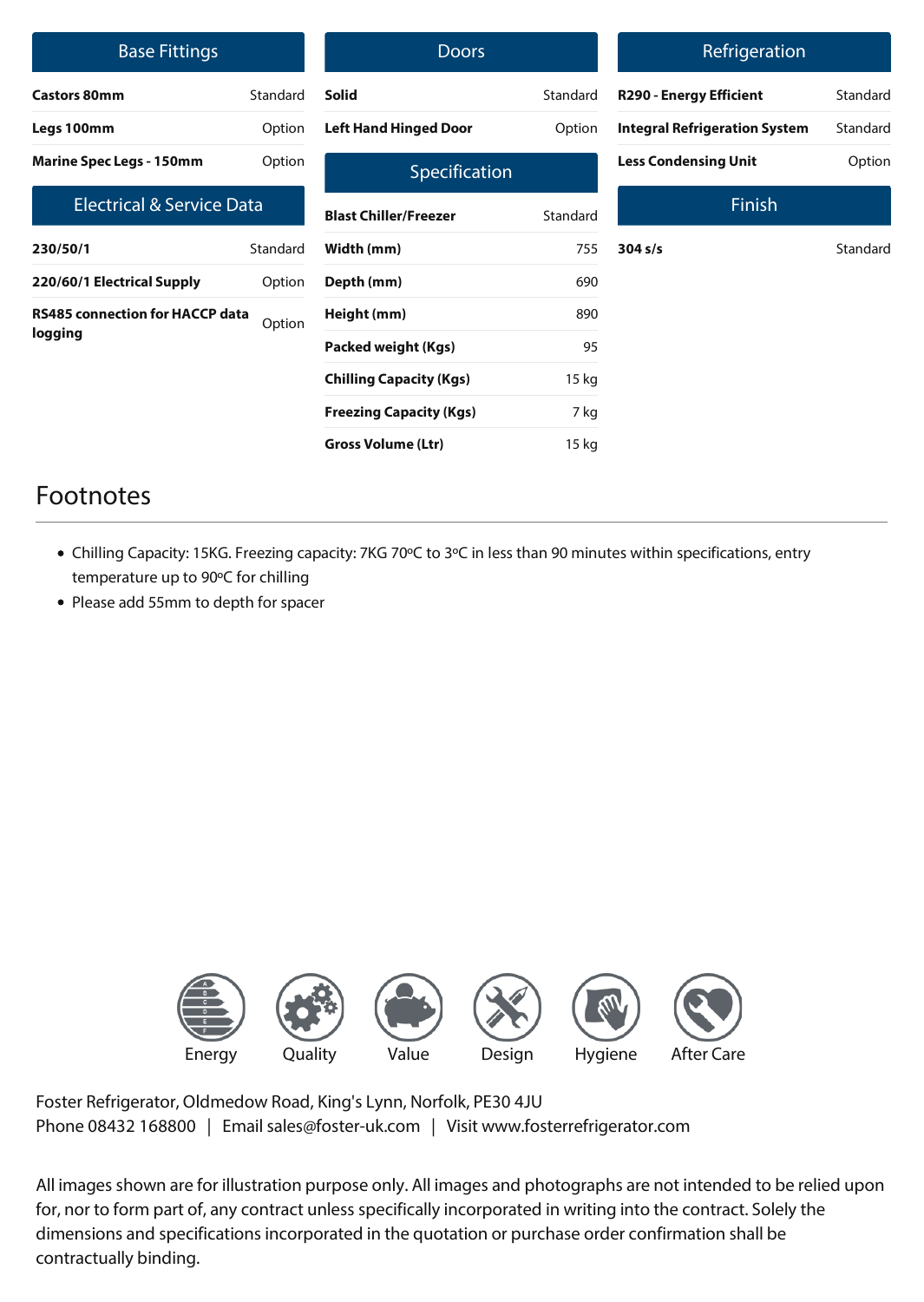## Base Fittings

| | |
|---|---|
| **Castors 80mm** | Standard |
| **Legs 100mm** | Option |
| **Marine Spec Legs - 150mm** | Option |

## Electrical & Service Data

| | |
|---|---|
| **230/50/1** | Standard |
| **220/60/1 Electrical Supply** | Option |
| **RS485 connection for HACCP data logging** | Option |

## Doors

| | |
|---|---|
| **Solid** | Standard |
| **Left Hand Hinged Door** | Option |

## Specification

| | |
|---|---|
| **Blast Chiller/Freezer** | Standard |
| **Width (mm)** | 755 |
| **Depth (mm)** | 690 |
| **Height (mm)** | 890 |
| **Packed weight (Kgs)** | 95 |
| **Chilling Capacity (Kgs)** | 15 kg |
| **Freezing Capacity (Kgs)** | 7 kg |
| **Gross Volume (Ltr)** | 15 kg |

## Refrigeration

| | |
|---|---|
| **R290 - Energy Efficient** | Standard |
| **Integral Refrigeration System** | Standard |
| **Less Condensing Unit** | Option |

## Finish

| | |
|---|---|
| **304 s/s** | Standard |

# Footnotes

- Chilling Capacity: 15KG. Freezing capacity: 7KG 70ºC to 3ºC in less than 90 minutes within specifications, entry temperature up to 90ºC for chilling
- Please add 55mm to depth for spacer

Energy Quality Value Design Hygiene After Care

Foster Refrigerator, Oldmedow Road, King's Lynn, Norfolk, PE30 4JU
Phone 08432 168800 | Email sales@foster-uk.com | Visit www.fosterrefrigerator.com

All images shown are for illustration purpose only. All images and photographs are not intended to be relied upon for, nor to form part of, any contract unless specifically incorporated in writing into the contract. Solely the dimensions and specifications incorporated in the quotation or purchase order confirmation shall be contractually binding.